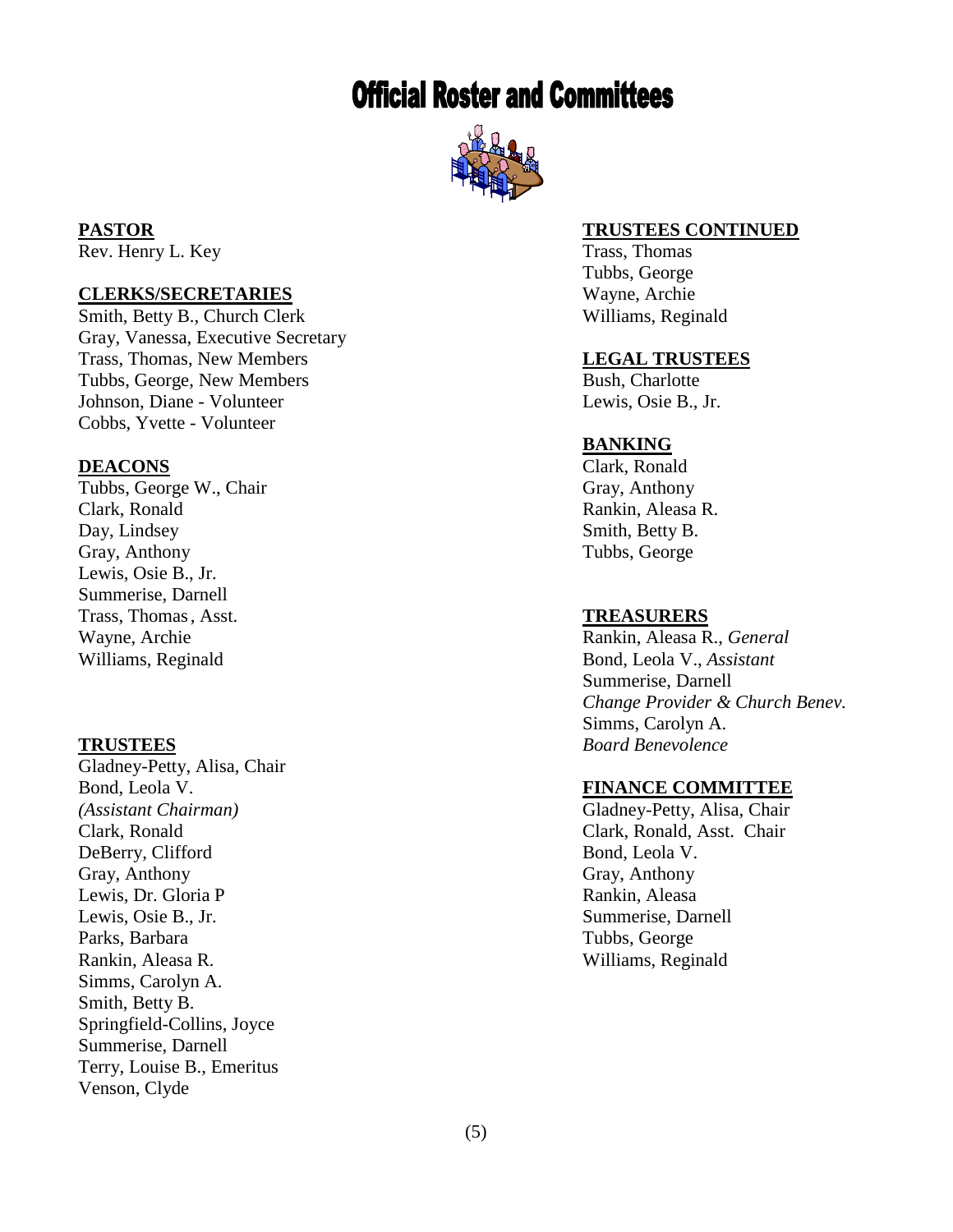# Official Roster and Committees

**PASTOR**

Rev. Henry L. Key

**CLERKS/SECRETARIES**

Smith, Betty B., Church Clerk
Gray, Vanessa, Executive Secretary
Trass, Thomas, New Members
Tubbs, George, New Members
Johnson, Diane - Volunteer
Cobbs, Yvette - Volunteer

**DEACONS**

Tubbs, George W., Chair
Clark, Ronald
Day, Lindsey
Gray, Anthony
Lewis, Osie B., Jr.
Summerise, Darnell
Trass, Thomas, Asst.
Wayne, Archie
Williams, Reginald

**TRUSTEES**

Gladney-Petty, Alisa, Chair
Bond, Leola V.
*(Assistant Chairman)*
Clark, Ronald
DeBerry, Clifford
Gray, Anthony
Lewis, Dr. Gloria P
Lewis, Osie B., Jr.
Parks, Barbara
Rankin, Aleasa R.
Simms, Carolyn A.
Smith, Betty B.
Springfield-Collins, Joyce
Summerise, Darnell
Terry, Louise B., Emeritus
Venson, Clyde

**TRUSTEES CONTINUED**

Trass, Thomas
Tubbs, George
Wayne, Archie
Williams, Reginald

**LEGAL TRUSTEES**

Bush, Charlotte
Lewis, Osie B., Jr.

**BANKING**

Clark, Ronald
Gray, Anthony
Rankin, Aleasa R.
Smith, Betty B.
Tubbs, George

**TREASURERS**

Rankin, Aleasa R., *General*
Bond, Leola V., *Assistant*
Summerise, Darnell
*Change Provider & Church Benev.*
Simms, Carolyn A.
*Board Benevolence*

**FINANCE COMMITTEE**

Gladney-Petty, Alisa, Chair
Clark, Ronald, Asst. Chair
Bond, Leola V.
Gray, Anthony
Rankin, Aleasa
Summerise, Darnell
Tubbs, George
Williams, Reginald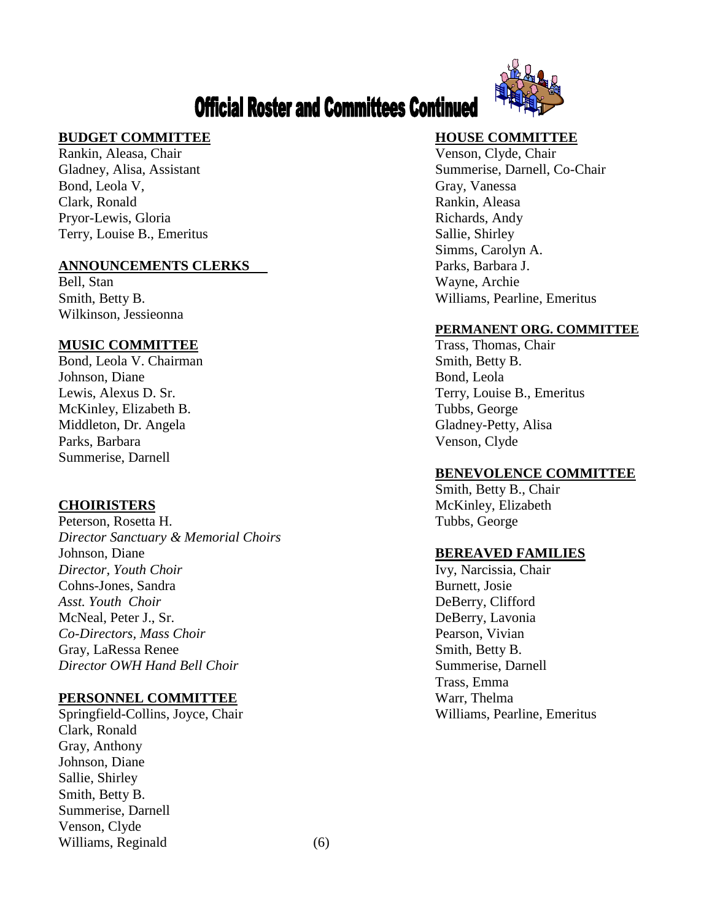# Official Roster and Committees Continued

## BUDGET COMMITTEE

Rankin, Aleasa, Chair
Gladney, Alisa, Assistant
Bond, Leola V,
Clark, Ronald
Pryor-Lewis, Gloria
Terry, Louise B., Emeritus

## ANNOUNCEMENTS CLERKS

Bell, Stan
Smith, Betty B.
Wilkinson, Jessieonna

## MUSIC COMMITTEE

Bond, Leola V. Chairman
Johnson, Diane
Lewis, Alexus D. Sr.
McKinley, Elizabeth B.
Middleton, Dr. Angela
Parks, Barbara
Summerise, Darnell

## CHOIRISTERS

Peterson, Rosetta H.
*Director Sanctuary & Memorial Choirs*
Johnson, Diane
*Director, Youth Choir*
Cohns-Jones, Sandra
*Asst. Youth Choir*
McNeal, Peter J., Sr.
*Co-Directors, Mass Choir*
Gray, LaRessa Renee
*Director OWH Hand Bell Choir*

## PERSONNEL COMMITTEE

Springfield-Collins, Joyce, Chair
Clark, Ronald
Gray, Anthony
Johnson, Diane
Sallie, Shirley
Smith, Betty B.
Summerise, Darnell
Venson, Clyde
Williams, Reginald

## HOUSE COMMITTEE

Venson, Clyde, Chair
Summerise, Darnell, Co-Chair
Gray, Vanessa
Rankin, Aleasa
Richards, Andy
Sallie, Shirley
Simms, Carolyn A.
Parks, Barbara J.
Wayne, Archie
Williams, Pearline, Emeritus

## PERMANENT ORG. COMMITTEE

Trass, Thomas, Chair
Smith, Betty B.
Bond, Leola
Terry, Louise B., Emeritus
Tubbs, George
Gladney-Petty, Alisa
Venson, Clyde

## BENEVOLENCE COMMITTEE

Smith, Betty B., Chair
McKinley, Elizabeth
Tubbs, George

## BEREAVED FAMILIES

Ivy, Narcissia, Chair
Burnett, Josie
DeBerry, Clifford
DeBerry, Lavonia
Pearson, Vivian
Smith, Betty B.
Summerise, Darnell
Trass, Emma
Warr, Thelma
Williams, Pearline, Emeritus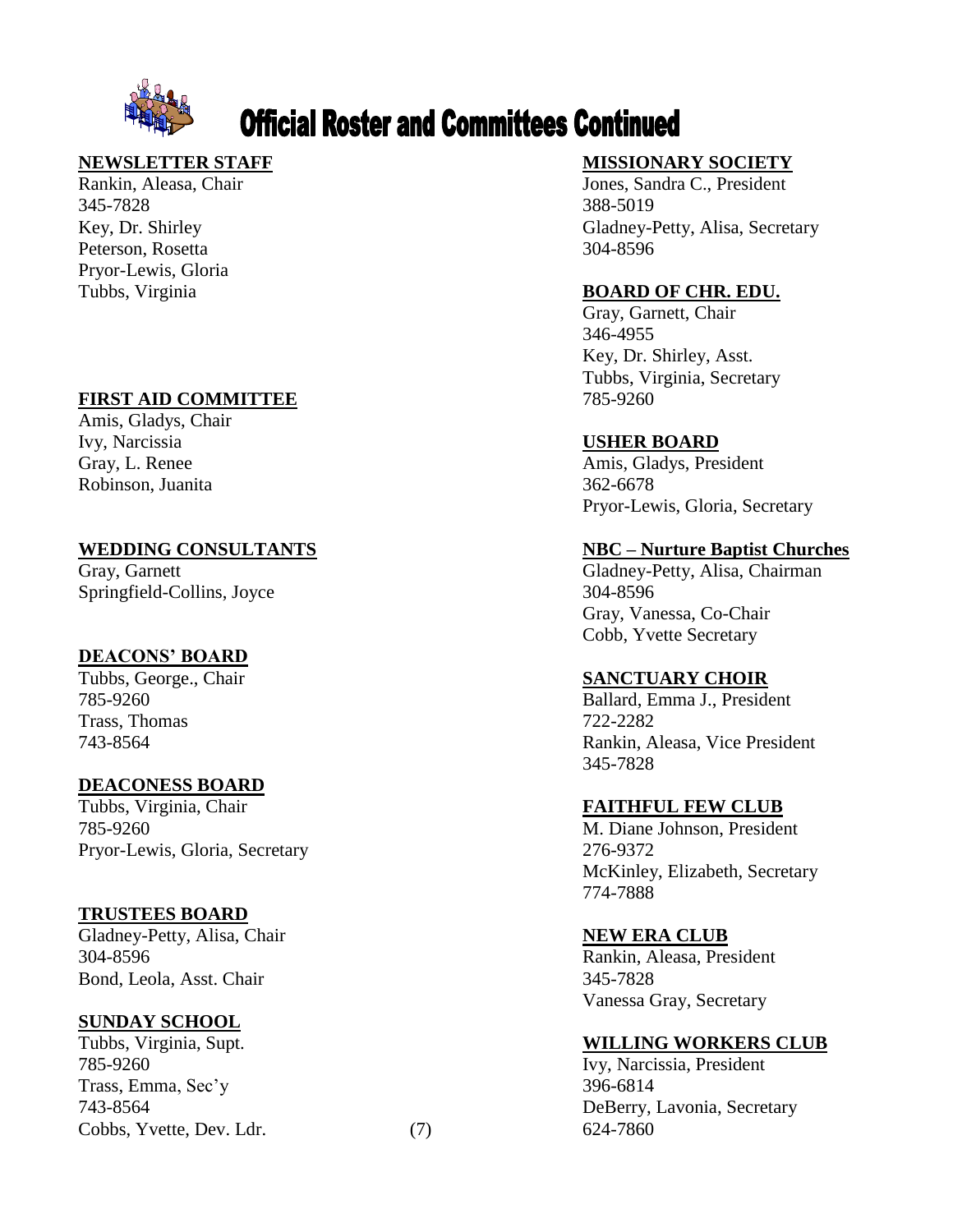# Official Roster and Committees Continued

**NEWSLETTER STAFF**

Rankin, Aleasa, Chair
345-7828
Key, Dr. Shirley
Peterson, Rosetta
Pryor-Lewis, Gloria
Tubbs, Virginia

**FIRST AID COMMITTEE**

Amis, Gladys, Chair
Ivy, Narcissia
Gray, L. Renee
Robinson, Juanita

**WEDDING CONSULTANTS**

Gray, Garnett
Springfield-Collins, Joyce

**DEACONS' BOARD**

Tubbs, George., Chair
785-9260
Trass, Thomas
743-8564

**DEACONESS BOARD**

Tubbs, Virginia, Chair
785-9260
Pryor-Lewis, Gloria, Secretary

**TRUSTEES BOARD**

Gladney-Petty, Alisa, Chair
304-8596
Bond, Leola, Asst. Chair

**SUNDAY SCHOOL**

Tubbs, Virginia, Supt.
785-9260
Trass, Emma, Sec'y
743-8564
Cobbs, Yvette, Dev. Ldr.

**MISSIONARY SOCIETY**

Jones, Sandra C., President
388-5019
Gladney-Petty, Alisa, Secretary
304-8596

**BOARD OF CHR. EDU.**

Gray, Garnett, Chair
346-4955
Key, Dr. Shirley, Asst.
Tubbs, Virginia, Secretary
785-9260

**USHER BOARD**

Amis, Gladys, President
362-6678
Pryor-Lewis, Gloria, Secretary

**NBC – Nurture Baptist Churches**

Gladney-Petty, Alisa, Chairman
304-8596
Gray, Vanessa, Co-Chair
Cobb, Yvette Secretary

**SANCTUARY CHOIR**

Ballard, Emma J., President
722-2282
Rankin, Aleasa, Vice President
345-7828

**FAITHFUL FEW CLUB**

M. Diane Johnson, President
276-9372
McKinley, Elizabeth, Secretary
774-7888

**NEW ERA CLUB**

Rankin, Aleasa, President
345-7828
Vanessa Gray, Secretary

**WILLING WORKERS CLUB**

Ivy, Narcissia, President
396-6814
DeBerry, Lavonia, Secretary
624-7860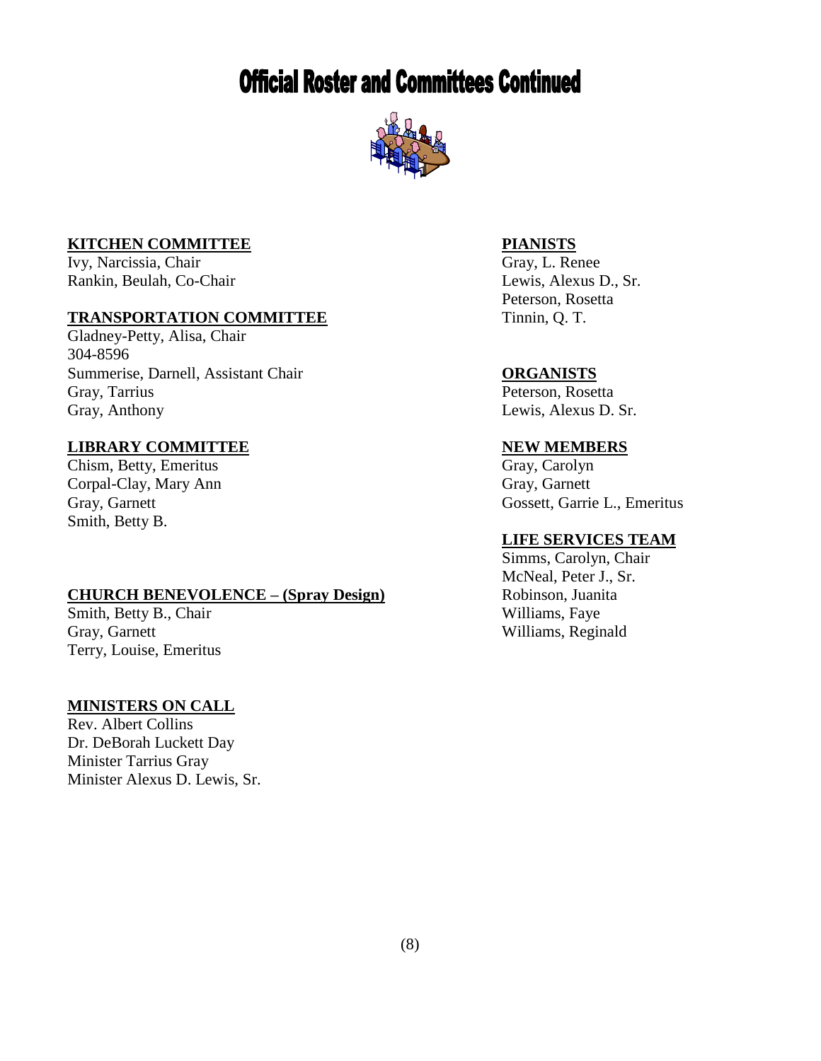# Official Roster and Committees Continued

**KITCHEN COMMITTEE**

Ivy, Narcissia, Chair
Rankin, Beulah, Co-Chair

**TRANSPORTATION COMMITTEE**

Gladney-Petty, Alisa, Chair
304-8596
Summerise, Darnell, Assistant Chair
Gray, Tarrius
Gray, Anthony

**LIBRARY COMMITTEE**

Chism, Betty, Emeritus
Corpal-Clay, Mary Ann
Gray, Garnett
Smith, Betty B.

**CHURCH BENEVOLENCE – (Spray Design)**

Smith, Betty B., Chair
Gray, Garnett
Terry, Louise, Emeritus

**MINISTERS ON CALL**

Rev. Albert Collins
Dr. DeBorah Luckett Day
Minister Tarrius Gray
Minister Alexus D. Lewis, Sr.

**PIANISTS**

Gray, L. Renee
Lewis, Alexus D., Sr.
Peterson, Rosetta
Tinnin, Q. T.

**ORGANISTS**

Peterson, Rosetta
Lewis, Alexus D. Sr.

**NEW MEMBERS**

Gray, Carolyn
Gray, Garnett
Gossett, Garrie L., Emeritus

**LIFE SERVICES TEAM**

Simms, Carolyn, Chair
McNeal, Peter J., Sr.
Robinson, Juanita
Williams, Faye
Williams, Reginald